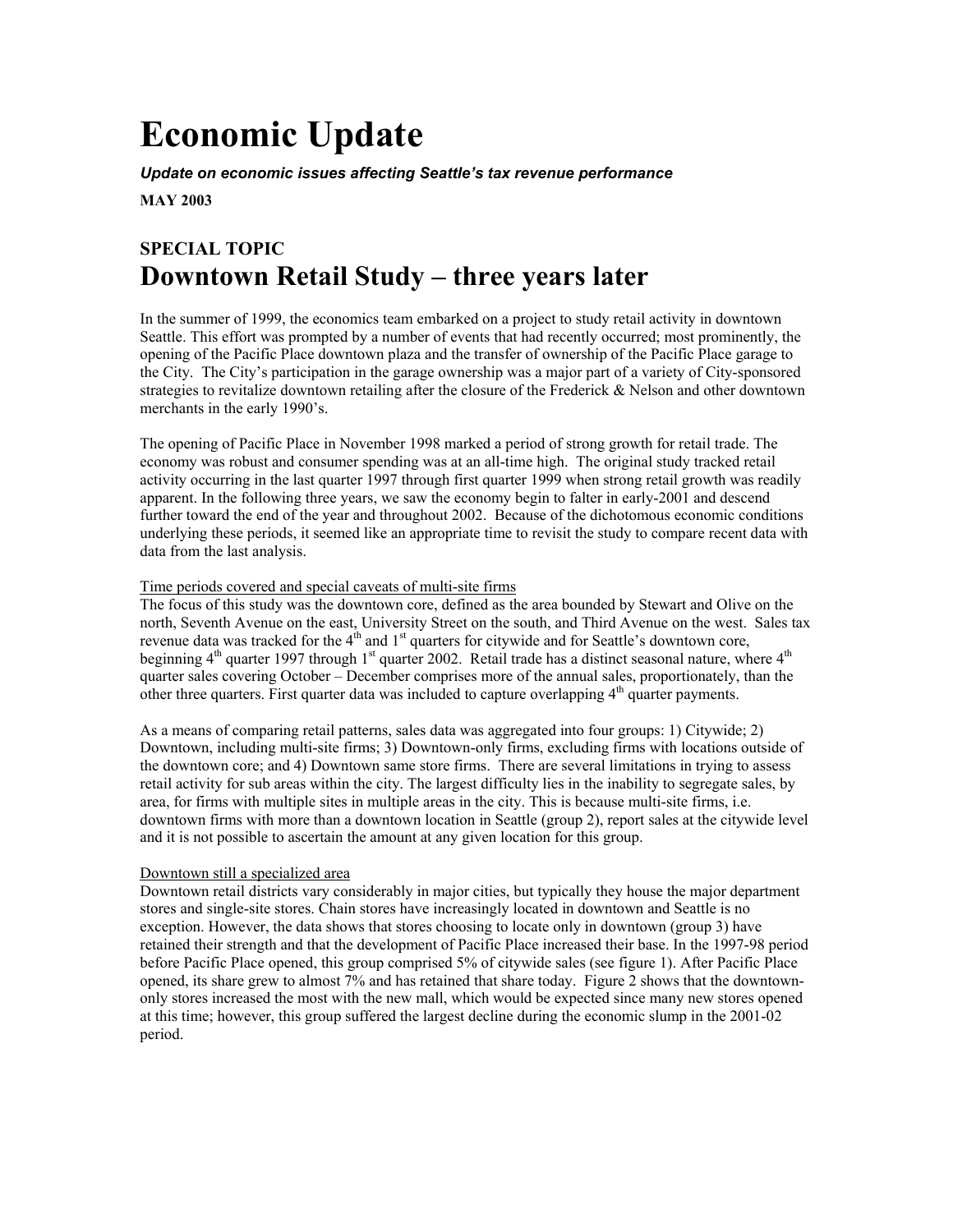# Economic Update

***Update on economic issues affecting Seattle's tax revenue performance***

**MAY 2003**

## SPECIAL TOPIC
## Downtown Retail Study – three years later

In the summer of 1999, the economics team embarked on a project to study retail activity in downtown Seattle. This effort was prompted by a number of events that had recently occurred; most prominently, the opening of the Pacific Place downtown plaza and the transfer of ownership of the Pacific Place garage to the City. The City's participation in the garage ownership was a major part of a variety of City-sponsored strategies to revitalize downtown retailing after the closure of the Frederick & Nelson and other downtown merchants in the early 1990's.

The opening of Pacific Place in November 1998 marked a period of strong growth for retail trade. The economy was robust and consumer spending was at an all-time high. The original study tracked retail activity occurring in the last quarter 1997 through first quarter 1999 when strong retail growth was readily apparent. In the following three years, we saw the economy begin to falter in early-2001 and descend further toward the end of the year and throughout 2002. Because of the dichotomous economic conditions underlying these periods, it seemed like an appropriate time to revisit the study to compare recent data with data from the last analysis.

Time periods covered and special caveats of multi-site firms

The focus of this study was the downtown core, defined as the area bounded by Stewart and Olive on the north, Seventh Avenue on the east, University Street on the south, and Third Avenue on the west. Sales tax revenue data was tracked for the 4th and 1st quarters for citywide and for Seattle's downtown core, beginning 4th quarter 1997 through 1st quarter 2002. Retail trade has a distinct seasonal nature, where 4th quarter sales covering October – December comprises more of the annual sales, proportionately, than the other three quarters. First quarter data was included to capture overlapping 4th quarter payments.

As a means of comparing retail patterns, sales data was aggregated into four groups: 1) Citywide; 2) Downtown, including multi-site firms; 3) Downtown-only firms, excluding firms with locations outside of the downtown core; and 4) Downtown same store firms. There are several limitations in trying to assess retail activity for sub areas within the city. The largest difficulty lies in the inability to segregate sales, by area, for firms with multiple sites in multiple areas in the city. This is because multi-site firms, i.e. downtown firms with more than a downtown location in Seattle (group 2), report sales at the citywide level and it is not possible to ascertain the amount at any given location for this group.

Downtown still a specialized area

Downtown retail districts vary considerably in major cities, but typically they house the major department stores and single-site stores. Chain stores have increasingly located in downtown and Seattle is no exception. However, the data shows that stores choosing to locate only in downtown (group 3) have retained their strength and that the development of Pacific Place increased their base. In the 1997-98 period before Pacific Place opened, this group comprised 5% of citywide sales (see figure 1). After Pacific Place opened, its share grew to almost 7% and has retained that share today. Figure 2 shows that the downtown-only stores increased the most with the new mall, which would be expected since many new stores opened at this time; however, this group suffered the largest decline during the economic slump in the 2001-02 period.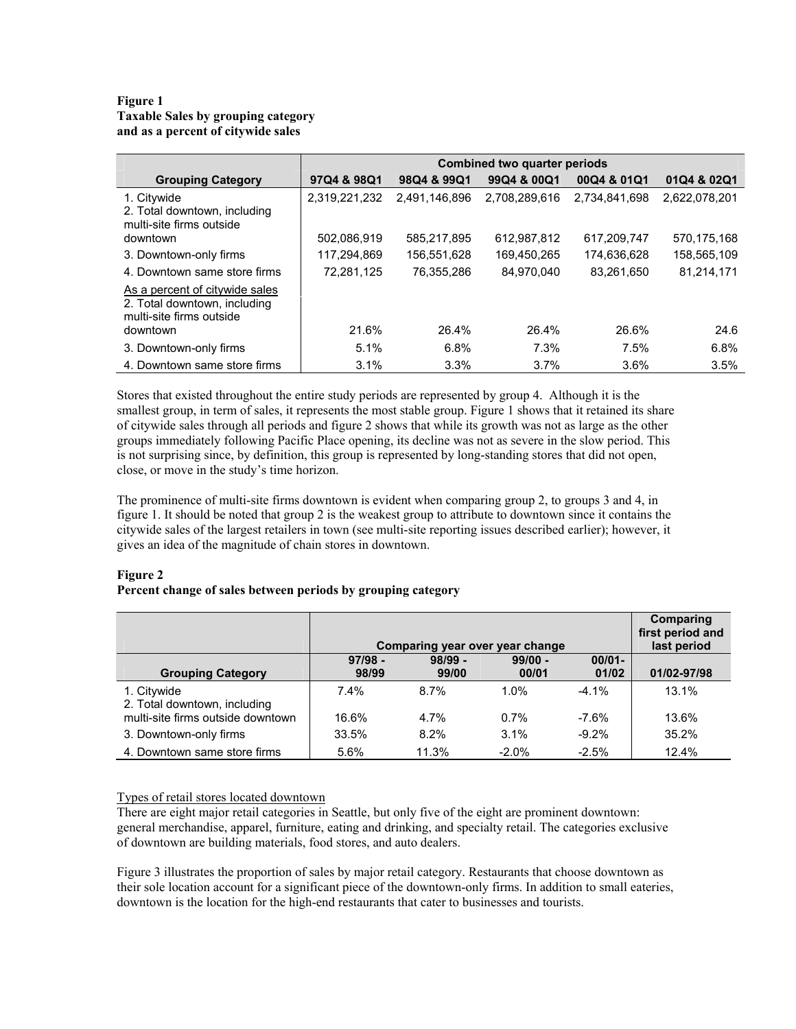**Figure 1**
**Taxable Sales by grouping category and as a percent of citywide sales**

| | Combined two quarter periods | | | | |
|---|---|---|---|---|---|
| **Grouping Category** | **97Q4 & 98Q1** | **98Q4 & 99Q1** | **99Q4 & 00Q1** | **00Q4 & 01Q1** | **01Q4 & 02Q1** |
| 1. Citywide | 2,319,221,232 | 2,491,146,896 | 2,708,289,616 | 2,734,841,698 | 2,622,078,201 |
| 2. Total downtown, including multi-site firms outside downtown | 502,086,919 | 585,217,895 | 612,987,812 | 617,209,747 | 570,175,168 |
| 3. Downtown-only firms | 117,294,869 | 156,551,628 | 169,450,265 | 174,636,628 | 158,565,109 |
| 4. Downtown same store firms | 72,281,125 | 76,355,286 | 84,970,040 | 83,261,650 | 81,214,171 |
| As a percent of citywide sales | | | | | |
| 2. Total downtown, including multi-site firms outside downtown | 21.6% | 26.4% | 26.4% | 26.6% | 24.6 |
| 3. Downtown-only firms | 5.1% | 6.8% | 7.3% | 7.5% | 6.8% |
| 4. Downtown same store firms | 3.1% | 3.3% | 3.7% | 3.6% | 3.5% |

Stores that existed throughout the entire study periods are represented by group 4. Although it is the smallest group, in term of sales, it represents the most stable group. Figure 1 shows that it retained its share of citywide sales through all periods and figure 2 shows that while its growth was not as large as the other groups immediately following Pacific Place opening, its decline was not as severe in the slow period. This is not surprising since, by definition, this group is represented by long-standing stores that did not open, close, or move in the study's time horizon.

The prominence of multi-site firms downtown is evident when comparing group 2, to groups 3 and 4, in figure 1. It should be noted that group 2 is the weakest group to attribute to downtown since it contains the citywide sales of the largest retailers in town (see multi-site reporting issues described earlier); however, it gives an idea of the magnitude of chain stores in downtown.

**Figure 2**
**Percent change of sales between periods by grouping category**

| | Comparing year over year change | | | | Comparing first period and last period |
|---|---|---|---|---|---|
| **Grouping Category** | **97/98 - 98/99** | **98/99 - 99/00** | **99/00 - 00/01** | **00/01- 01/02** | **01/02-97/98** |
| 1. Citywide | 7.4% | 8.7% | 1.0% | -4.1% | 13.1% |
| 2. Total downtown, including multi-site firms outside downtown | 16.6% | 4.7% | 0.7% | -7.6% | 13.6% |
| 3. Downtown-only firms | 33.5% | 8.2% | 3.1% | -9.2% | 35.2% |
| 4. Downtown same store firms | 5.6% | 11.3% | -2.0% | -2.5% | 12.4% |

Types of retail stores located downtown

There are eight major retail categories in Seattle, but only five of the eight are prominent downtown: general merchandise, apparel, furniture, eating and drinking, and specialty retail. The categories exclusive of downtown are building materials, food stores, and auto dealers.

Figure 3 illustrates the proportion of sales by major retail category. Restaurants that choose downtown as their sole location account for a significant piece of the downtown-only firms. In addition to small eateries, downtown is the location for the high-end restaurants that cater to businesses and tourists.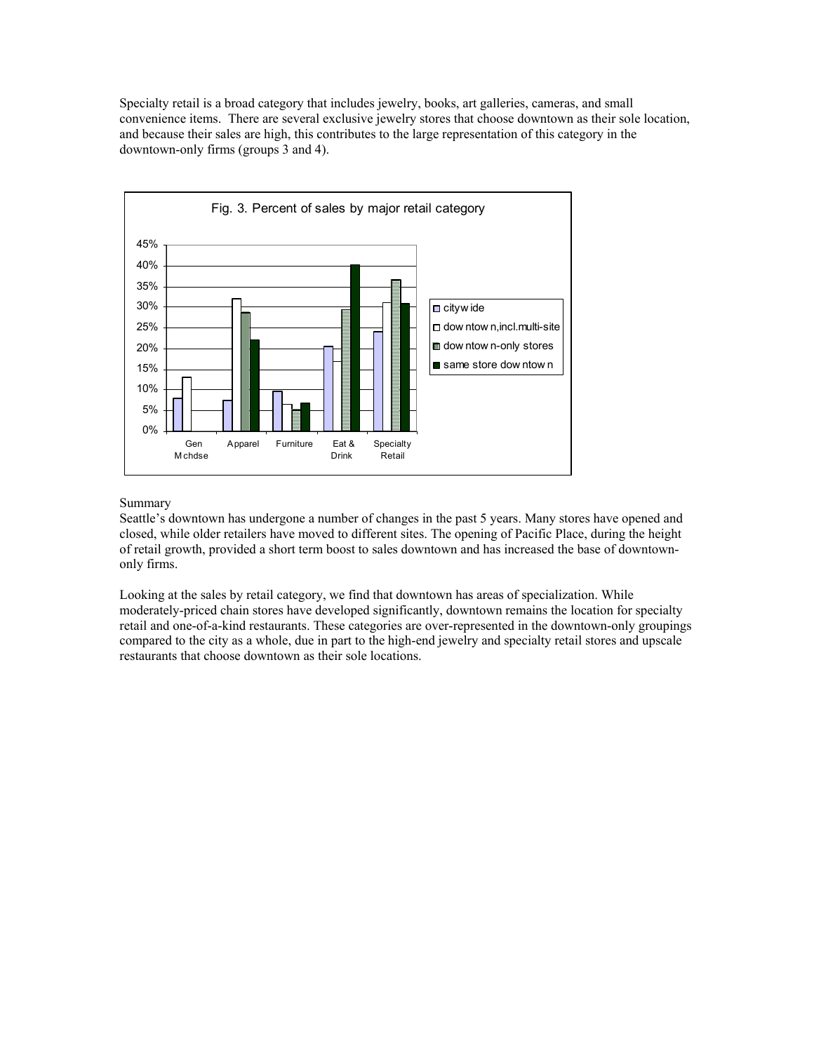Specialty retail is a broad category that includes jewelry, books, art galleries, cameras, and small convenience items. There are several exclusive jewelry stores that choose downtown as their sole location, and because their sales are high, this contributes to the large representation of this category in the downtown-only firms (groups 3 and 4).

Fig. 3. Percent of sales by major retail category

Summary

Seattle's downtown has undergone a number of changes in the past 5 years. Many stores have opened and closed, while older retailers have moved to different sites. The opening of Pacific Place, during the height of retail growth, provided a short term boost to sales downtown and has increased the base of downtown-only firms.

Looking at the sales by retail category, we find that downtown has areas of specialization. While moderately-priced chain stores have developed significantly, downtown remains the location for specialty retail and one-of-a-kind restaurants. These categories are over-represented in the downtown-only groupings compared to the city as a whole, due in part to the high-end jewelry and specialty retail stores and upscale restaurants that choose downtown as their sole locations.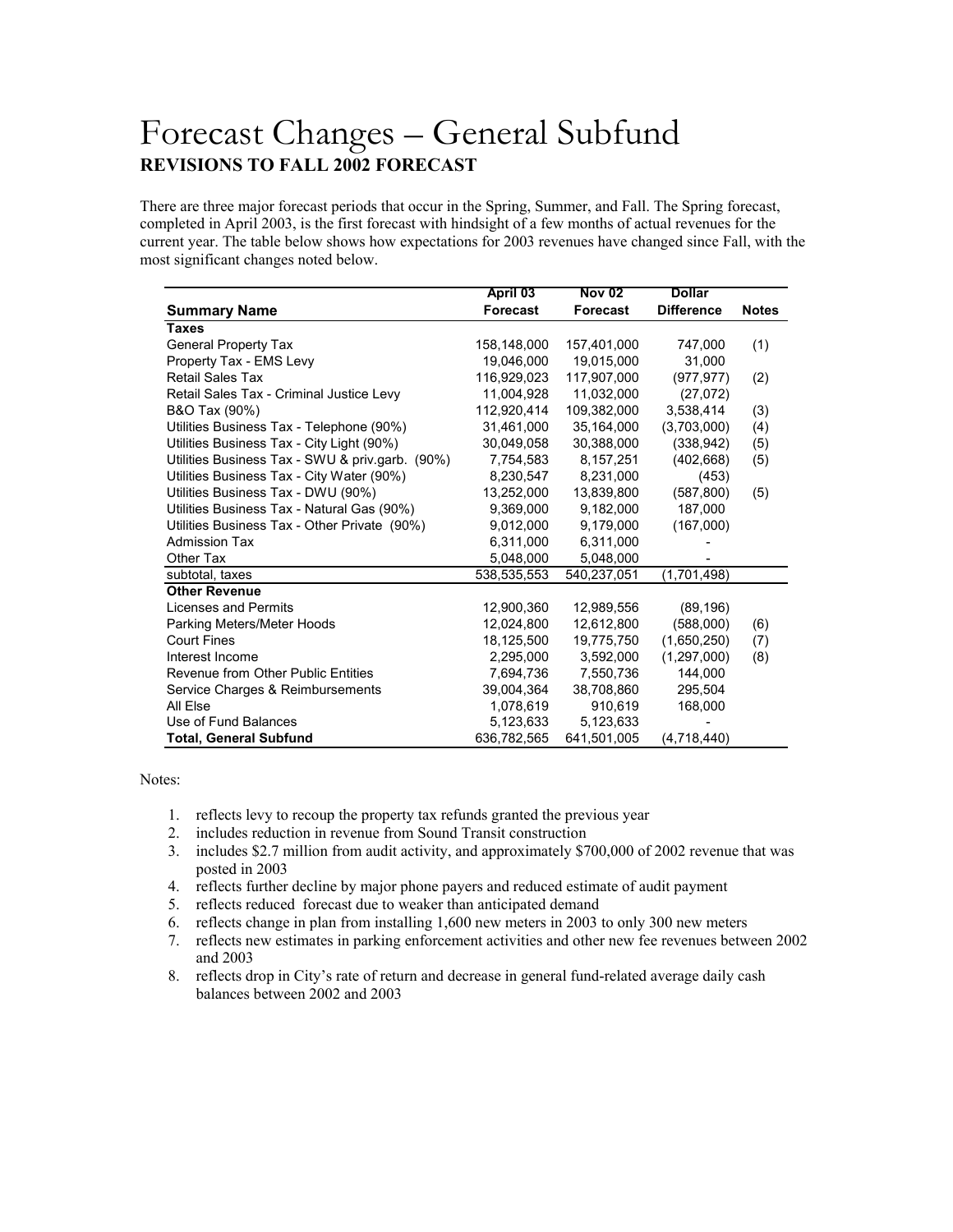# Forecast Changes – General Subfund

**REVISIONS TO FALL 2002 FORECAST**

There are three major forecast periods that occur in the Spring, Summer, and Fall. The Spring forecast, completed in April 2003, is the first forecast with hindsight of a few months of actual revenues for the current year. The table below shows how expectations for 2003 revenues have changed since Fall, with the most significant changes noted below.

| Summary Name | April 03 Forecast | Nov 02 Forecast | Dollar Difference | Notes |
|---|---|---|---|---|
| **Taxes** | | | | |
| General Property Tax | 158,148,000 | 157,401,000 | 747,000 | (1) |
| Property Tax - EMS Levy | 19,046,000 | 19,015,000 | 31,000 | |
| Retail Sales Tax | 116,929,023 | 117,907,000 | (977,977) | (2) |
| Retail Sales Tax - Criminal Justice Levy | 11,004,928 | 11,032,000 | (27,072) | |
| B&O Tax (90%) | 112,920,414 | 109,382,000 | 3,538,414 | (3) |
| Utilities Business Tax - Telephone (90%) | 31,461,000 | 35,164,000 | (3,703,000) | (4) |
| Utilities Business Tax - City Light (90%) | 30,049,058 | 30,388,000 | (338,942) | (5) |
| Utilities Business Tax - SWU & priv.garb. (90%) | 7,754,583 | 8,157,251 | (402,668) | (5) |
| Utilities Business Tax - City Water (90%) | 8,230,547 | 8,231,000 | (453) | |
| Utilities Business Tax - DWU (90%) | 13,252,000 | 13,839,800 | (587,800) | (5) |
| Utilities Business Tax - Natural Gas (90%) | 9,369,000 | 9,182,000 | 187,000 | |
| Utilities Business Tax - Other Private (90%) | 9,012,000 | 9,179,000 | (167,000) | |
| Admission Tax | 6,311,000 | 6,311,000 | - | |
| Other Tax | 5,048,000 | 5,048,000 | - | |
| subtotal, taxes | 538,535,553 | 540,237,051 | (1,701,498) | |
| **Other Revenue** | | | | |
| Licenses and Permits | 12,900,360 | 12,989,556 | (89,196) | |
| Parking Meters/Meter Hoods | 12,024,800 | 12,612,800 | (588,000) | (6) |
| Court Fines | 18,125,500 | 19,775,750 | (1,650,250) | (7) |
| Interest Income | 2,295,000 | 3,592,000 | (1,297,000) | (8) |
| Revenue from Other Public Entities | 7,694,736 | 7,550,736 | 144,000 | |
| Service Charges & Reimbursements | 39,004,364 | 38,708,860 | 295,504 | |
| All Else | 1,078,619 | 910,619 | 168,000 | |
| Use of Fund Balances | 5,123,633 | 5,123,633 | - | |
| **Total, General Subfund** | 636,782,565 | 641,501,005 | (4,718,440) | |

Notes:

1. reflects levy to recoup the property tax refunds granted the previous year
2. includes reduction in revenue from Sound Transit construction
3. includes $2.7 million from audit activity, and approximately $700,000 of 2002 revenue that was posted in 2003
4. reflects further decline by major phone payers and reduced estimate of audit payment
5. reflects reduced forecast due to weaker than anticipated demand
6. reflects change in plan from installing 1,600 new meters in 2003 to only 300 new meters
7. reflects new estimates in parking enforcement activities and other new fee revenues between 2002 and 2003
8. reflects drop in City's rate of return and decrease in general fund-related average daily cash balances between 2002 and 2003